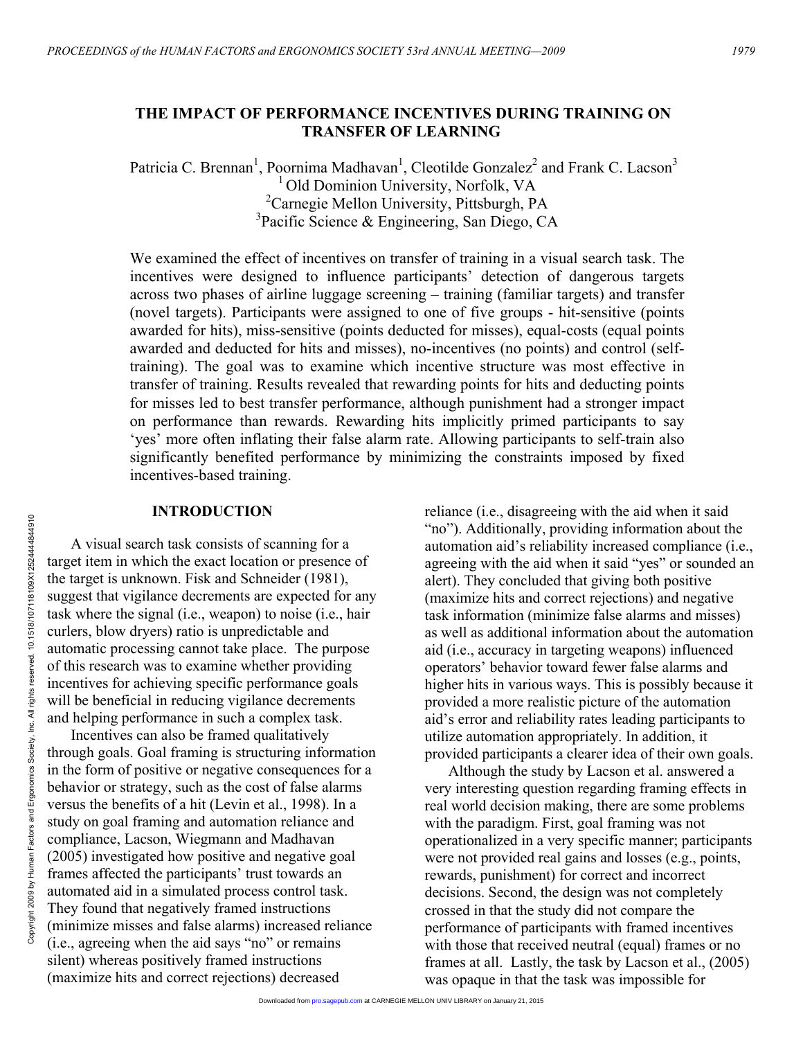# THE IMPACT OF PERFORMANCE INCENTIVES DURING TRAINING ON TRANSFER OF LEARNING

Patricia C. Brennan[1], Poornima Madhavan[1], Cleotilde Gonzalez[2] and Frank C. Lacson[3]
[1] Old Dominion University, Norfolk, VA
[2] Carnegie Mellon University, Pittsburgh, PA
[3] Pacific Science & Engineering, San Diego, CA

We examined the effect of incentives on transfer of training in a visual search task. The incentives were designed to influence participants' detection of dangerous targets across two phases of airline luggage screening – training (familiar targets) and transfer (novel targets). Participants were assigned to one of five groups - hit-sensitive (points awarded for hits), miss-sensitive (points deducted for misses), equal-costs (equal points awarded and deducted for hits and misses), no-incentives (no points) and control (self-training). The goal was to examine which incentive structure was most effective in transfer of training. Results revealed that rewarding points for hits and deducting points for misses led to best transfer performance, although punishment had a stronger impact on performance than rewards. Rewarding hits implicitly primed participants to say 'yes' more often inflating their false alarm rate. Allowing participants to self-train also significantly benefited performance by minimizing the constraints imposed by fixed incentives-based training.

## INTRODUCTION

A visual search task consists of scanning for a target item in which the exact location or presence of the target is unknown. Fisk and Schneider (1981), suggest that vigilance decrements are expected for any task where the signal (i.e., weapon) to noise (i.e., hair curlers, blow dryers) ratio is unpredictable and automatic processing cannot take place. The purpose of this research was to examine whether providing incentives for achieving specific performance goals will be beneficial in reducing vigilance decrements and helping performance in such a complex task.

Incentives can also be framed qualitatively through goals. Goal framing is structuring information in the form of positive or negative consequences for a behavior or strategy, such as the cost of false alarms versus the benefits of a hit (Levin et al., 1998). In a study on goal framing and automation reliance and compliance, Lacson, Wiegmann and Madhavan (2005) investigated how positive and negative goal frames affected the participants' trust towards an automated aid in a simulated process control task. They found that negatively framed instructions (minimize misses and false alarms) increased reliance (i.e., agreeing when the aid says "no" or remains silent) whereas positively framed instructions (maximize hits and correct rejections) decreased reliance (i.e., disagreeing with the aid when it said "no"). Additionally, providing information about the automation aid's reliability increased compliance (i.e., agreeing with the aid when it said "yes" or sounded an alert). They concluded that giving both positive (maximize hits and correct rejections) and negative task information (minimize false alarms and misses) as well as additional information about the automation aid (i.e., accuracy in targeting weapons) influenced operators' behavior toward fewer false alarms and higher hits in various ways. This is possibly because it provided a more realistic picture of the automation aid's error and reliability rates leading participants to utilize automation appropriately. In addition, it provided participants a clearer idea of their own goals.

Although the study by Lacson et al. answered a very interesting question regarding framing effects in real world decision making, there are some problems with the paradigm. First, goal framing was not operationalized in a very specific manner; participants were not provided real gains and losses (e.g., points, rewards, punishment) for correct and incorrect decisions. Second, the design was not completely crossed in that the study did not compare the performance of participants with framed incentives with those that received neutral (equal) frames or no frames at all. Lastly, the task by Lacson et al., (2005) was opaque in that the task was impossible for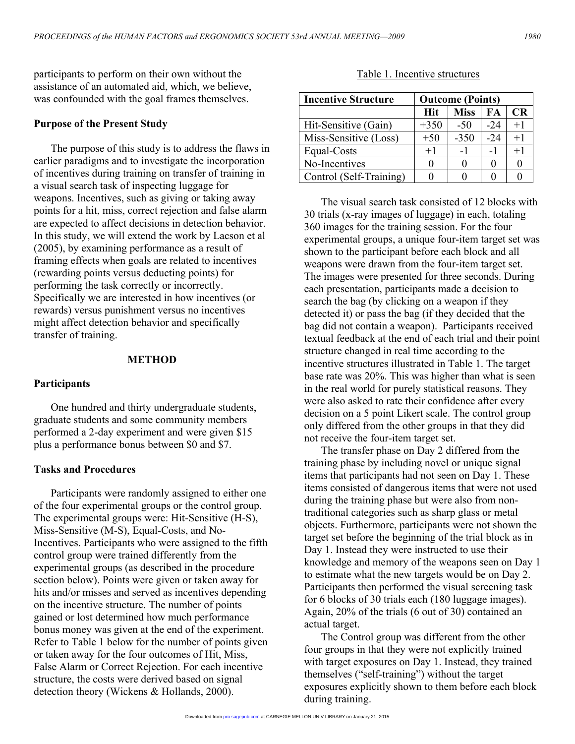participants to perform on their own without the assistance of an automated aid, which, we believe, was confounded with the goal frames themselves.

### Purpose of the Present Study

The purpose of this study is to address the flaws in earlier paradigms and to investigate the incorporation of incentives during training on transfer of training in a visual search task of inspecting luggage for weapons. Incentives, such as giving or taking away points for a hit, miss, correct rejection and false alarm are expected to affect decisions in detection behavior. In this study, we will extend the work by Lacson et al (2005), by examining performance as a result of framing effects when goals are related to incentives (rewarding points versus deducting points) for performing the task correctly or incorrectly. Specifically we are interested in how incentives (or rewards) versus punishment versus no incentives might affect detection behavior and specifically transfer of training.

## METHOD

### Participants

One hundred and thirty undergraduate students, graduate students and some community members performed a 2-day experiment and were given $15 plus a performance bonus between $0 and $7.

### Tasks and Procedures

Participants were randomly assigned to either one of the four experimental groups or the control group. The experimental groups were: Hit-Sensitive (H-S), Miss-Sensitive (M-S), Equal-Costs, and No-Incentives. Participants who were assigned to the fifth control group were trained differently from the experimental groups (as described in the procedure section below). Points were given or taken away for hits and/or misses and served as incentives depending on the incentive structure. The number of points gained or lost determined how much performance bonus money was given at the end of the experiment. Refer to Table 1 below for the number of points given or taken away for the four outcomes of Hit, Miss, False Alarm or Correct Rejection. For each incentive structure, the costs were derived based on signal detection theory (Wickens & Hollands, 2000).

Table 1. Incentive structures

| Incentive Structure | Outcome (Points) | | | |
|---|---|---|---|---|
| | Hit | Miss | FA | CR |
| Hit-Sensitive (Gain) | +350 | -50 | -24 | +1 |
| Miss-Sensitive (Loss) | +50 | -350 | -24 | +1 |
| Equal-Costs | +1 | -1 | -1 | +1 |
| No-Incentives | 0 | 0 | 0 | 0 |
| Control (Self-Training) | 0 | 0 | 0 | 0 |

The visual search task consisted of 12 blocks with 30 trials (x-ray images of luggage) in each, totaling 360 images for the training session. For the four experimental groups, a unique four-item target set was shown to the participant before each block and all weapons were drawn from the four-item target set. The images were presented for three seconds. During each presentation, participants made a decision to search the bag (by clicking on a weapon if they detected it) or pass the bag (if they decided that the bag did not contain a weapon). Participants received textual feedback at the end of each trial and their point structure changed in real time according to the incentive structures illustrated in Table 1. The target base rate was 20%. This was higher than what is seen in the real world for purely statistical reasons. They were also asked to rate their confidence after every decision on a 5 point Likert scale. The control group only differed from the other groups in that they did not receive the four-item target set.

The transfer phase on Day 2 differed from the training phase by including novel or unique signal items that participants had not seen on Day 1. These items consisted of dangerous items that were not used during the training phase but were also from non-traditional categories such as sharp glass or metal objects. Furthermore, participants were not shown the target set before the beginning of the trial block as in Day 1. Instead they were instructed to use their knowledge and memory of the weapons seen on Day 1 to estimate what the new targets would be on Day 2. Participants then performed the visual screening task for 6 blocks of 30 trials each (180 luggage images). Again, 20% of the trials (6 out of 30) contained an actual target.

The Control group was different from the other four groups in that they were not explicitly trained with target exposures on Day 1. Instead, they trained themselves ("self-training") without the target exposures explicitly shown to them before each block during training.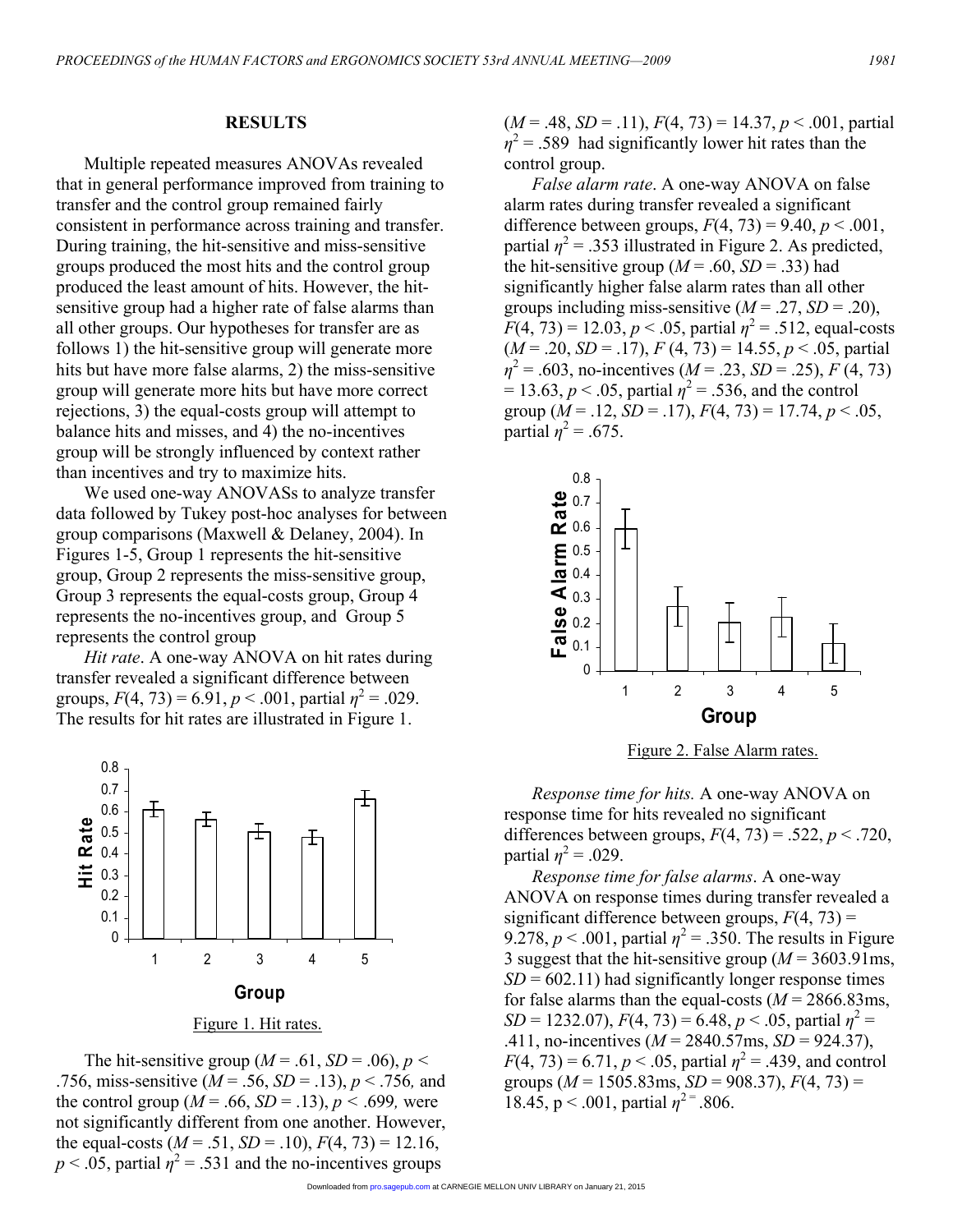## RESULTS

Multiple repeated measures ANOVAs revealed that in general performance improved from training to transfer and the control group remained fairly consistent in performance across training and transfer. During training, the hit-sensitive and miss-sensitive groups produced the most hits and the control group produced the least amount of hits. However, the hit-sensitive group had a higher rate of false alarms than all other groups. Our hypotheses for transfer are as follows 1) the hit-sensitive group will generate more hits but have more false alarms, 2) the miss-sensitive group will generate more hits but have more correct rejections, 3) the equal-costs group will attempt to balance hits and misses, and 4) the no-incentives group will be strongly influenced by context rather than incentives and try to maximize hits.

We used one-way ANOVASs to analyze transfer data followed by Tukey post-hoc analyses for between group comparisons (Maxwell & Delaney, 2004). In Figures 1-5, Group 1 represents the hit-sensitive group, Group 2 represents the miss-sensitive group, Group 3 represents the equal-costs group, Group 4 represents the no-incentives group, and Group 5 represents the control group

*Hit rate*. A one-way ANOVA on hit rates during transfer revealed a significant difference between groups, $F(4, 73) = 6.91$, $p < .001$, partial $\eta^2 = .029$. The results for hit rates are illustrated in Figure 1.

Figure 1. Hit rates.

The hit-sensitive group ($M = .61$, $SD = .06$), $p < .756$, miss-sensitive ($M = .56$, $SD = .13$), $p < .756$, and the control group ($M = .66$, $SD = .13$), $p < .699$, were not significantly different from one another. However, the equal-costs ($M = .51$, $SD = .10$), $F(4, 73) = 12.16$, $p < .05$, partial $\eta^2 = .531$ and the no-incentives groups ($M = .48$, $SD = .11$), $F(4, 73) = 14.37$, $p < .001$, partial $\eta^2 = .589$ had significantly lower hit rates than the control group.

*False alarm rate*. A one-way ANOVA on false alarm rates during transfer revealed a significant difference between groups, $F(4, 73) = 9.40$, $p < .001$, partial $\eta^2 = .353$ illustrated in Figure 2. As predicted, the hit-sensitive group ($M = .60$, $SD = .33$) had significantly higher false alarm rates than all other groups including miss-sensitive ($M = .27$, $SD = .20$), $F(4, 73) = 12.03$, $p < .05$, partial $\eta^2 = .512$, equal-costs ($M = .20$, $SD = .17$), $F(4, 73) = 14.55$, $p < .05$, partial $\eta^2 = .603$, no-incentives ($M = .23$, $SD = .25$), $F(4, 73) = 13.63$, $p < .05$, partial $\eta^2 = .536$, and the control group ($M = .12$, $SD = .17$), $F(4, 73) = 17.74$, $p < .05$, partial $\eta^2 = .675$.

Figure 2. False Alarm rates.

*Response time for hits.* A one-way ANOVA on response time for hits revealed no significant differences between groups, $F(4, 73) = .522$, $p < .720$, partial $\eta^2 = .029$.

*Response time for false alarms*. A one-way ANOVA on response times during transfer revealed a significant difference between groups, $F(4, 73) = 9.278$, $p < .001$, partial $\eta^2 = .350$. The results in Figure 3 suggest that the hit-sensitive group ($M = 3603.91$ms, $SD = 602.11$) had significantly longer response times for false alarms than the equal-costs ($M = 2866.83$ms, $SD = 1232.07$), $F(4, 73) = 6.48$, $p < .05$, partial $\eta^2 = .411$, no-incentives ($M = 2840.57$ms, $SD = 924.37$), $F(4, 73) = 6.71$, $p < .05$, partial $\eta^2 = .439$, and control groups ($M = 1505.83$ms, $SD = 908.37$), $F(4, 73) = 18.45$, $p < .001$, partial $\eta^2 = .806$.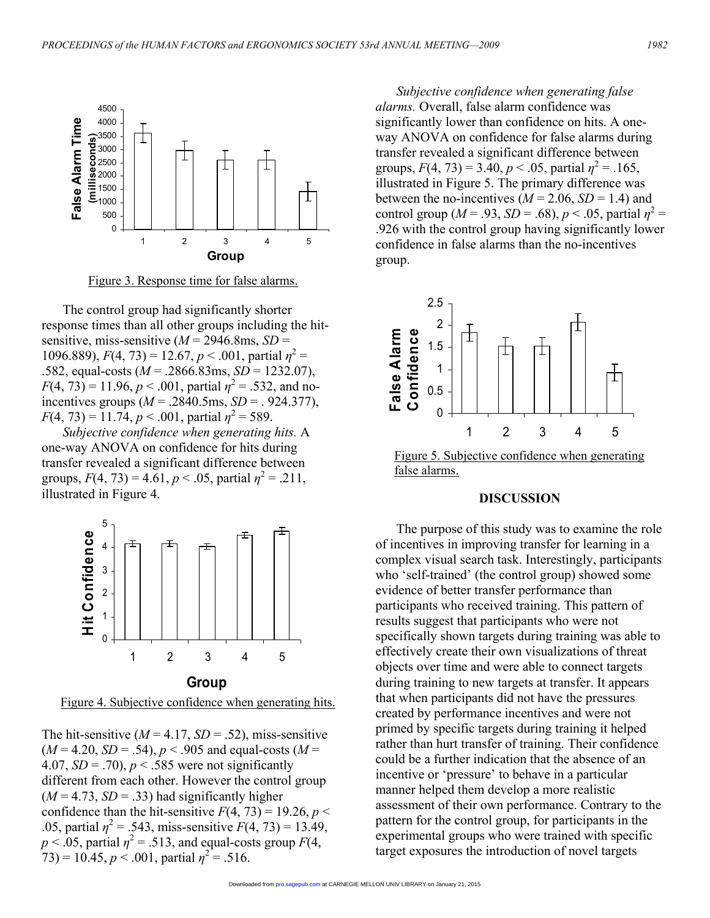Figure 3. Response time for false alarms.

The control group had significantly shorter response times than all other groups including the hit-sensitive, miss-sensitive ($M$ = 2946.8ms, $SD$ = 1096.889), $F(4, 73) = 12.67$, $p < .001$, partial $\eta^2$ = .582, equal-costs ($M$ = .2866.83ms, $SD$ = 1232.07), $F(4, 73) = 11.96$, $p < .001$, partial $\eta^2$ = .532, and no-incentives groups ($M$ = .2840.5ms, $SD$ = . 924.377), $F(4, 73) = 11.74$, $p < .001$, partial $\eta^2$ = 589.

*Subjective confidence when generating hits.* A one-way ANOVA on confidence for hits during transfer revealed a significant difference between groups, $F(4, 73) = 4.61$, $p < .05$, partial $\eta^2$ = .211, illustrated in Figure 4.

Figure 4. Subjective confidence when generating hits.

The hit-sensitive ($M$ = 4.17, $SD$ = .52), miss-sensitive ($M$ = 4.20, $SD$ = .54), $p < .905$ and equal-costs ($M$ = 4.07, $SD$ = .70), $p < .585$ were not significantly different from each other. However the control group ($M$ = 4.73, $SD$ = .33) had significantly higher confidence than the hit-sensitive $F(4, 73) = 19.26$, $p < .05$, partial $\eta^2$ = .543, miss-sensitive $F(4, 73) = 13.49$, $p < .05$, partial $\eta^2$ = .513, and equal-costs group $F(4, 73) = 10.45$, $p < .001$, partial $\eta^2$ = .516.

*Subjective confidence when generating false alarms.* Overall, false alarm confidence was significantly lower than confidence on hits. A one-way ANOVA on confidence for false alarms during transfer revealed a significant difference between groups, $F(4, 73) = 3.40$, $p < .05$, partial $\eta^2$ = .165, illustrated in Figure 5. The primary difference was between the no-incentives ($M$ = 2.06, $SD$ = 1.4) and control group ($M$ = .93, $SD$ = .68), $p < .05$, partial $\eta^2$ = .926 with the control group having significantly lower confidence in false alarms than the no-incentives group.

Figure 5. Subjective confidence when generating false alarms.

## DISCUSSION

The purpose of this study was to examine the role of incentives in improving transfer for learning in a complex visual search task. Interestingly, participants who 'self-trained' (the control group) showed some evidence of better transfer performance than participants who received training. This pattern of results suggest that participants who were not specifically shown targets during training was able to effectively create their own visualizations of threat objects over time and were able to connect targets during training to new targets at transfer. It appears that when participants did not have the pressures created by performance incentives and were not primed by specific targets during training it helped rather than hurt transfer of training. Their confidence could be a further indication that the absence of an incentive or 'pressure' to behave in a particular manner helped them develop a more realistic assessment of their own performance. Contrary to the pattern for the control group, for participants in the experimental groups who were trained with specific target exposures the introduction of novel targets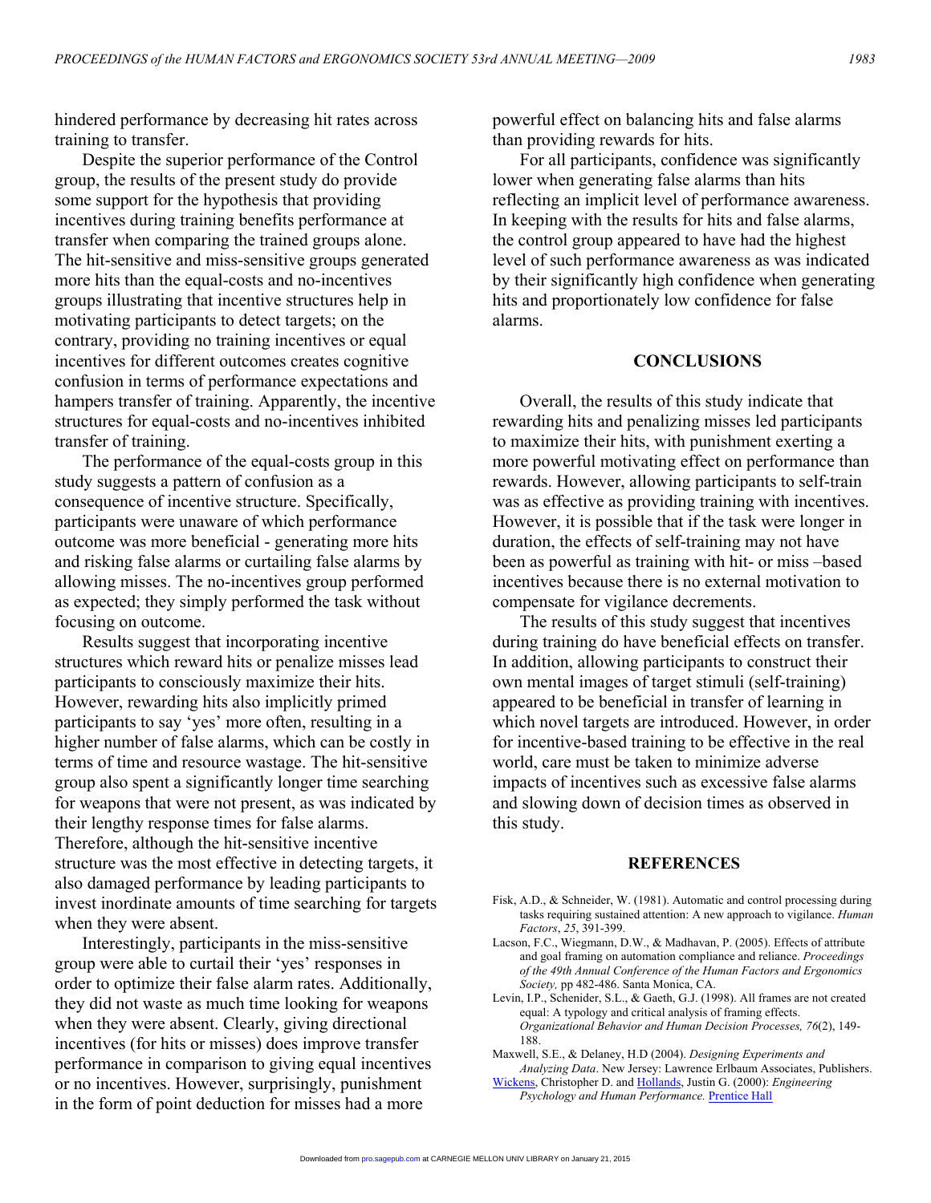hindered performance by decreasing hit rates across training to transfer.

Despite the superior performance of the Control group, the results of the present study do provide some support for the hypothesis that providing incentives during training benefits performance at transfer when comparing the trained groups alone. The hit-sensitive and miss-sensitive groups generated more hits than the equal-costs and no-incentives groups illustrating that incentive structures help in motivating participants to detect targets; on the contrary, providing no training incentives or equal incentives for different outcomes creates cognitive confusion in terms of performance expectations and hampers transfer of training. Apparently, the incentive structures for equal-costs and no-incentives inhibited transfer of training.

The performance of the equal-costs group in this study suggests a pattern of confusion as a consequence of incentive structure. Specifically, participants were unaware of which performance outcome was more beneficial - generating more hits and risking false alarms or curtailing false alarms by allowing misses. The no-incentives group performed as expected; they simply performed the task without focusing on outcome.

Results suggest that incorporating incentive structures which reward hits or penalize misses lead participants to consciously maximize their hits. However, rewarding hits also implicitly primed participants to say 'yes' more often, resulting in a higher number of false alarms, which can be costly in terms of time and resource wastage. The hit-sensitive group also spent a significantly longer time searching for weapons that were not present, as was indicated by their lengthy response times for false alarms. Therefore, although the hit-sensitive incentive structure was the most effective in detecting targets, it also damaged performance by leading participants to invest inordinate amounts of time searching for targets when they were absent.

Interestingly, participants in the miss-sensitive group were able to curtail their 'yes' responses in order to optimize their false alarm rates. Additionally, they did not waste as much time looking for weapons when they were absent. Clearly, giving directional incentives (for hits or misses) does improve transfer performance in comparison to giving equal incentives or no incentives. However, surprisingly, punishment in the form of point deduction for misses had a more powerful effect on balancing hits and false alarms than providing rewards for hits.

For all participants, confidence was significantly lower when generating false alarms than hits reflecting an implicit level of performance awareness. In keeping with the results for hits and false alarms, the control group appeared to have had the highest level of such performance awareness as was indicated by their significantly high confidence when generating hits and proportionately low confidence for false alarms.

## CONCLUSIONS

Overall, the results of this study indicate that rewarding hits and penalizing misses led participants to maximize their hits, with punishment exerting a more powerful motivating effect on performance than rewards. However, allowing participants to self-train was as effective as providing training with incentives. However, it is possible that if the task were longer in duration, the effects of self-training may not have been as powerful as training with hit- or miss –based incentives because there is no external motivation to compensate for vigilance decrements.

The results of this study suggest that incentives during training do have beneficial effects on transfer. In addition, allowing participants to construct their own mental images of target stimuli (self-training) appeared to be beneficial in transfer of learning in which novel targets are introduced. However, in order for incentive-based training to be effective in the real world, care must be taken to minimize adverse impacts of incentives such as excessive false alarms and slowing down of decision times as observed in this study.

## REFERENCES

Fisk, A.D., & Schneider, W. (1981). Automatic and control processing during tasks requiring sustained attention: A new approach to vigilance. *Human Factors*, *25*, 391-399.

Lacson, F.C., Wiegmann, D.W., & Madhavan, P. (2005). Effects of attribute and goal framing on automation compliance and reliance. *Proceedings of the 49th Annual Conference of the Human Factors and Ergonomics Society,* pp 482-486. Santa Monica, CA.

Levin, I.P., Schenider, S.L., & Gaeth, G.J. (1998). All frames are not created equal: A typology and critical analysis of framing effects. *Organizational Behavior and Human Decision Processes, 76*(2), 149-188.

Maxwell, S.E., & Delaney, H.D (2004). *Designing Experiments and Analyzing Data*. New Jersey: Lawrence Erlbaum Associates, Publishers.

Wickens, Christopher D. and Hollands, Justin G. (2000): *Engineering Psychology and Human Performance.* Prentice Hall